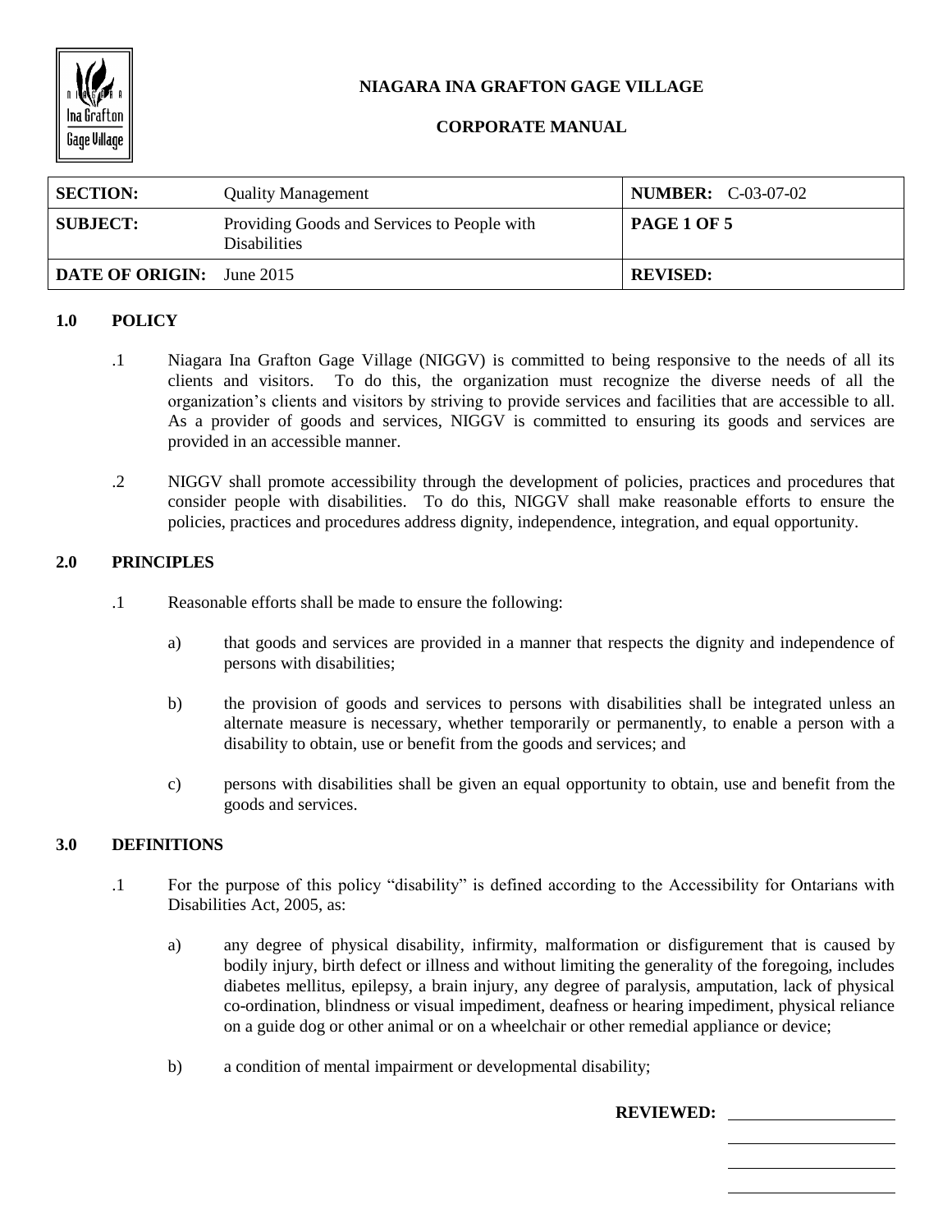**NIAGARA INA GRAFTON GAGE VILLAGE**

**CORPORATE MANUAL**

| **SECTION:** | Quality Management | **NUMBER:** C-03-07-02 |
|---|---|---|
| **SUBJECT:** | Providing Goods and Services to People with Disabilities | **PAGE 1 OF 5** |
| **DATE OF ORIGIN:** | June 2015 | **REVISED:** |

## 1.0 POLICY

.1 Niagara Ina Grafton Gage Village (NIGGV) is committed to being responsive to the needs of all its clients and visitors. To do this, the organization must recognize the diverse needs of all the organization's clients and visitors by striving to provide services and facilities that are accessible to all. As a provider of goods and services, NIGGV is committed to ensuring its goods and services are provided in an accessible manner.

.2 NIGGV shall promote accessibility through the development of policies, practices and procedures that consider people with disabilities. To do this, NIGGV shall make reasonable efforts to ensure the policies, practices and procedures address dignity, independence, integration, and equal opportunity.

## 2.0 PRINCIPLES

.1 Reasonable efforts shall be made to ensure the following:

a) that goods and services are provided in a manner that respects the dignity and independence of persons with disabilities;

b) the provision of goods and services to persons with disabilities shall be integrated unless an alternate measure is necessary, whether temporarily or permanently, to enable a person with a disability to obtain, use or benefit from the goods and services; and

c) persons with disabilities shall be given an equal opportunity to obtain, use and benefit from the goods and services.

## 3.0 DEFINITIONS

.1 For the purpose of this policy "disability" is defined according to the Accessibility for Ontarians with Disabilities Act, 2005, as:

a) any degree of physical disability, infirmity, malformation or disfigurement that is caused by bodily injury, birth defect or illness and without limiting the generality of the foregoing, includes diabetes mellitus, epilepsy, a brain injury, any degree of paralysis, amputation, lack of physical co-ordination, blindness or visual impediment, deafness or hearing impediment, physical reliance on a guide dog or other animal or on a wheelchair or other remedial appliance or device;

b) a condition of mental impairment or developmental disability;

**REVIEWED:** ____________________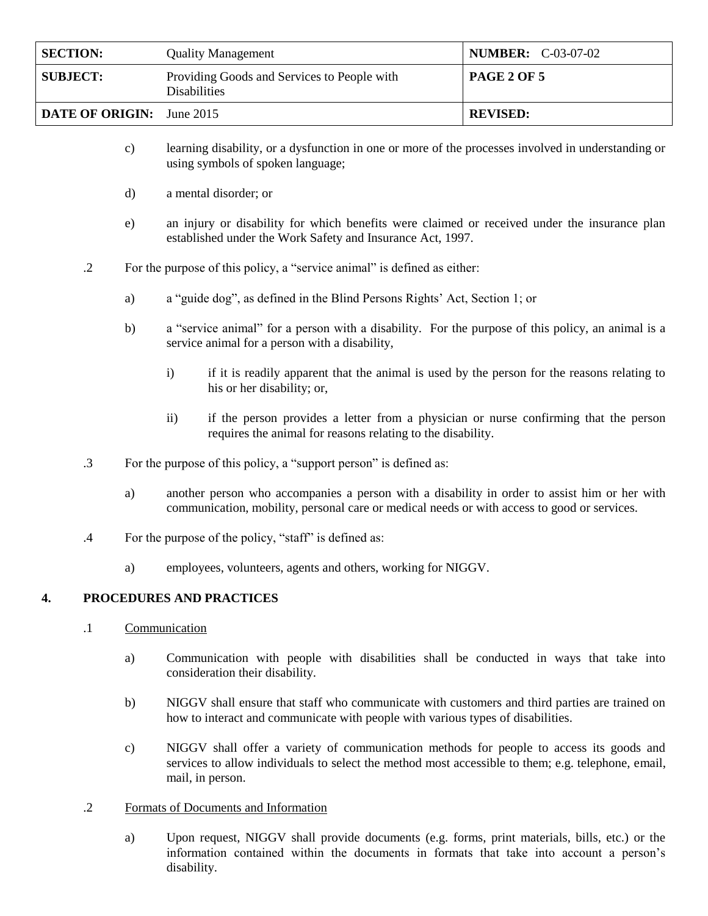c) learning disability, or a dysfunction in one or more of the processes involved in understanding or using symbols of spoken language;

d) a mental disorder; or

e) an injury or disability for which benefits were claimed or received under the insurance plan established under the Work Safety and Insurance Act, 1997.

.2 For the purpose of this policy, a "service animal" is defined as either:

a) a "guide dog", as defined in the Blind Persons Rights' Act, Section 1; or

b) a "service animal" for a person with a disability. For the purpose of this policy, an animal is a service animal for a person with a disability,

i) if it is readily apparent that the animal is used by the person for the reasons relating to his or her disability; or,

ii) if the person provides a letter from a physician or nurse confirming that the person requires the animal for reasons relating to the disability.

.3 For the purpose of this policy, a "support person" is defined as:

a) another person who accompanies a person with a disability in order to assist him or her with communication, mobility, personal care or medical needs or with access to good or services.

.4 For the purpose of the policy, "staff" is defined as:

a) employees, volunteers, agents and others, working for NIGGV.

## 4. PROCEDURES AND PRACTICES

.1 Communication

a) Communication with people with disabilities shall be conducted in ways that take into consideration their disability.

b) NIGGV shall ensure that staff who communicate with customers and third parties are trained on how to interact and communicate with people with various types of disabilities.

c) NIGGV shall offer a variety of communication methods for people to access its goods and services to allow individuals to select the method most accessible to them; e.g. telephone, email, mail, in person.

.2 Formats of Documents and Information

a) Upon request, NIGGV shall provide documents (e.g. forms, print materials, bills, etc.) or the information contained within the documents in formats that take into account a person's disability.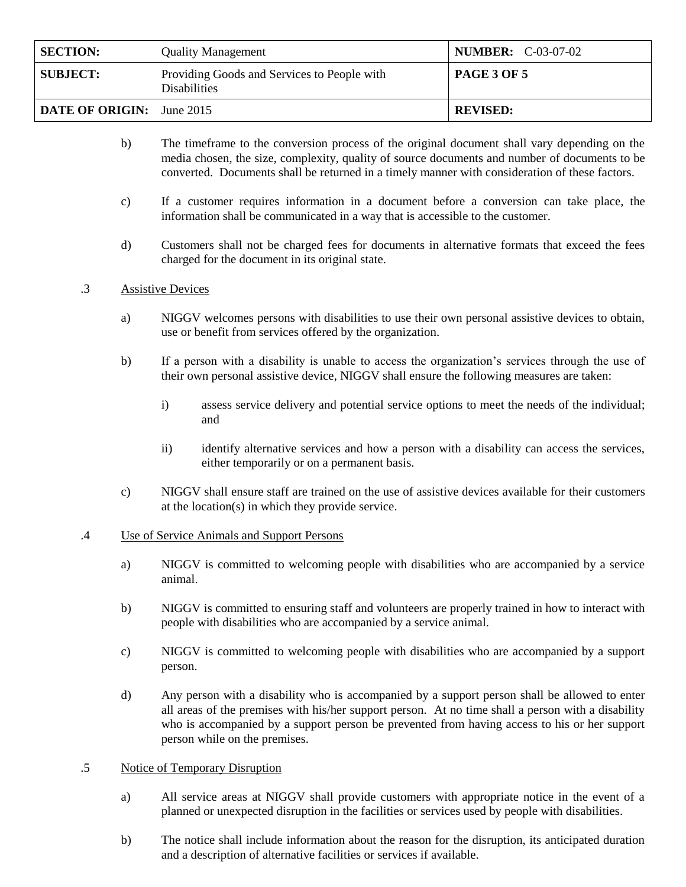b) The timeframe to the conversion process of the original document shall vary depending on the media chosen, the size, complexity, quality of source documents and number of documents to be converted. Documents shall be returned in a timely manner with consideration of these factors.

c) If a customer requires information in a document before a conversion can take place, the information shall be communicated in a way that is accessible to the customer.

d) Customers shall not be charged fees for documents in alternative formats that exceed the fees charged for the document in its original state.

.3 Assistive Devices

a) NIGGV welcomes persons with disabilities to use their own personal assistive devices to obtain, use or benefit from services offered by the organization.

b) If a person with a disability is unable to access the organization's services through the use of their own personal assistive device, NIGGV shall ensure the following measures are taken:

i) assess service delivery and potential service options to meet the needs of the individual; and

ii) identify alternative services and how a person with a disability can access the services, either temporarily or on a permanent basis.

c) NIGGV shall ensure staff are trained on the use of assistive devices available for their customers at the location(s) in which they provide service.

.4 Use of Service Animals and Support Persons

a) NIGGV is committed to welcoming people with disabilities who are accompanied by a service animal.

b) NIGGV is committed to ensuring staff and volunteers are properly trained in how to interact with people with disabilities who are accompanied by a service animal.

c) NIGGV is committed to welcoming people with disabilities who are accompanied by a support person.

d) Any person with a disability who is accompanied by a support person shall be allowed to enter all areas of the premises with his/her support person. At no time shall a person with a disability who is accompanied by a support person be prevented from having access to his or her support person while on the premises.

.5 Notice of Temporary Disruption

a) All service areas at NIGGV shall provide customers with appropriate notice in the event of a planned or unexpected disruption in the facilities or services used by people with disabilities.

b) The notice shall include information about the reason for the disruption, its anticipated duration and a description of alternative facilities or services if available.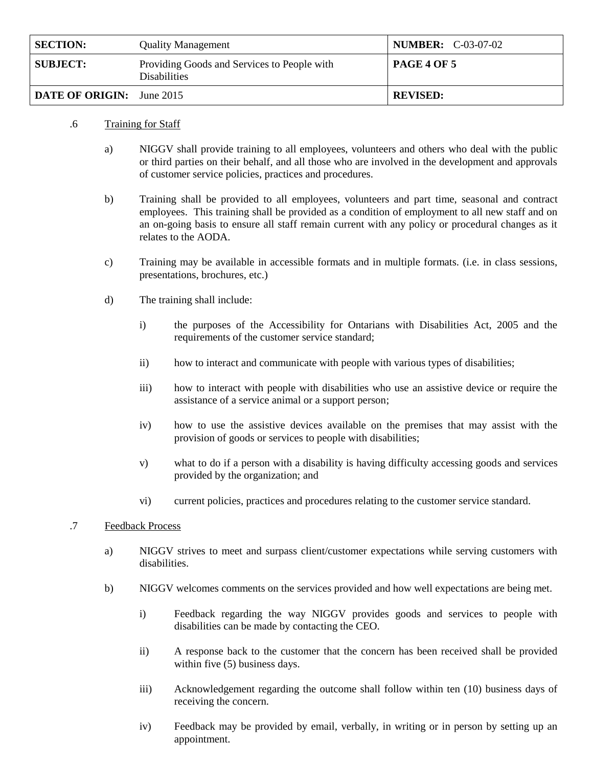.6 Training for Staff

a) NIGGV shall provide training to all employees, volunteers and others who deal with the public or third parties on their behalf, and all those who are involved in the development and approvals of customer service policies, practices and procedures.

b) Training shall be provided to all employees, volunteers and part time, seasonal and contract employees. This training shall be provided as a condition of employment to all new staff and on an on-going basis to ensure all staff remain current with any policy or procedural changes as it relates to the AODA.

c) Training may be available in accessible formats and in multiple formats. (i.e. in class sessions, presentations, brochures, etc.)

d) The training shall include:

i) the purposes of the Accessibility for Ontarians with Disabilities Act, 2005 and the requirements of the customer service standard;

ii) how to interact and communicate with people with various types of disabilities;

iii) how to interact with people with disabilities who use an assistive device or require the assistance of a service animal or a support person;

iv) how to use the assistive devices available on the premises that may assist with the provision of goods or services to people with disabilities;

v) what to do if a person with a disability is having difficulty accessing goods and services provided by the organization; and

vi) current policies, practices and procedures relating to the customer service standard.

.7 Feedback Process

a) NIGGV strives to meet and surpass client/customer expectations while serving customers with disabilities.

b) NIGGV welcomes comments on the services provided and how well expectations are being met.

i) Feedback regarding the way NIGGV provides goods and services to people with disabilities can be made by contacting the CEO.

ii) A response back to the customer that the concern has been received shall be provided within five (5) business days.

iii) Acknowledgement regarding the outcome shall follow within ten (10) business days of receiving the concern.

iv) Feedback may be provided by email, verbally, in writing or in person by setting up an appointment.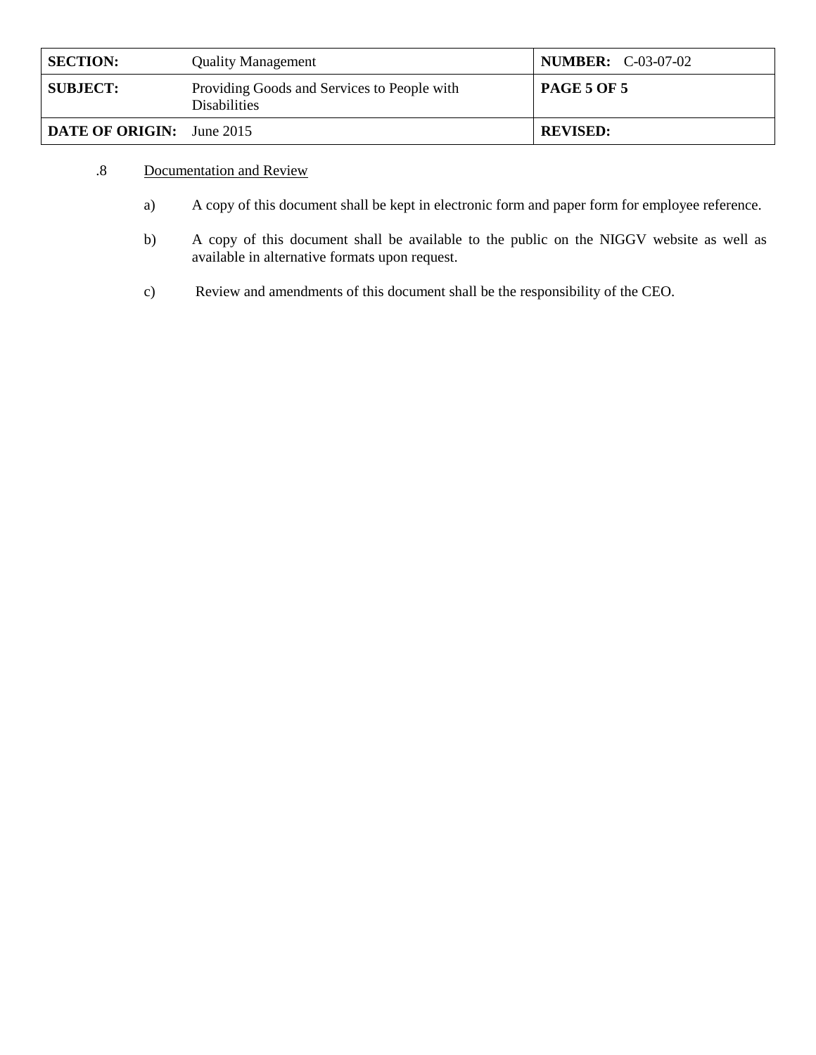.8 Documentation and Review

a) A copy of this document shall be kept in electronic form and paper form for employee reference.

b) A copy of this document shall be available to the public on the NIGGV website as well as available in alternative formats upon request.

c) Review and amendments of this document shall be the responsibility of the CEO.